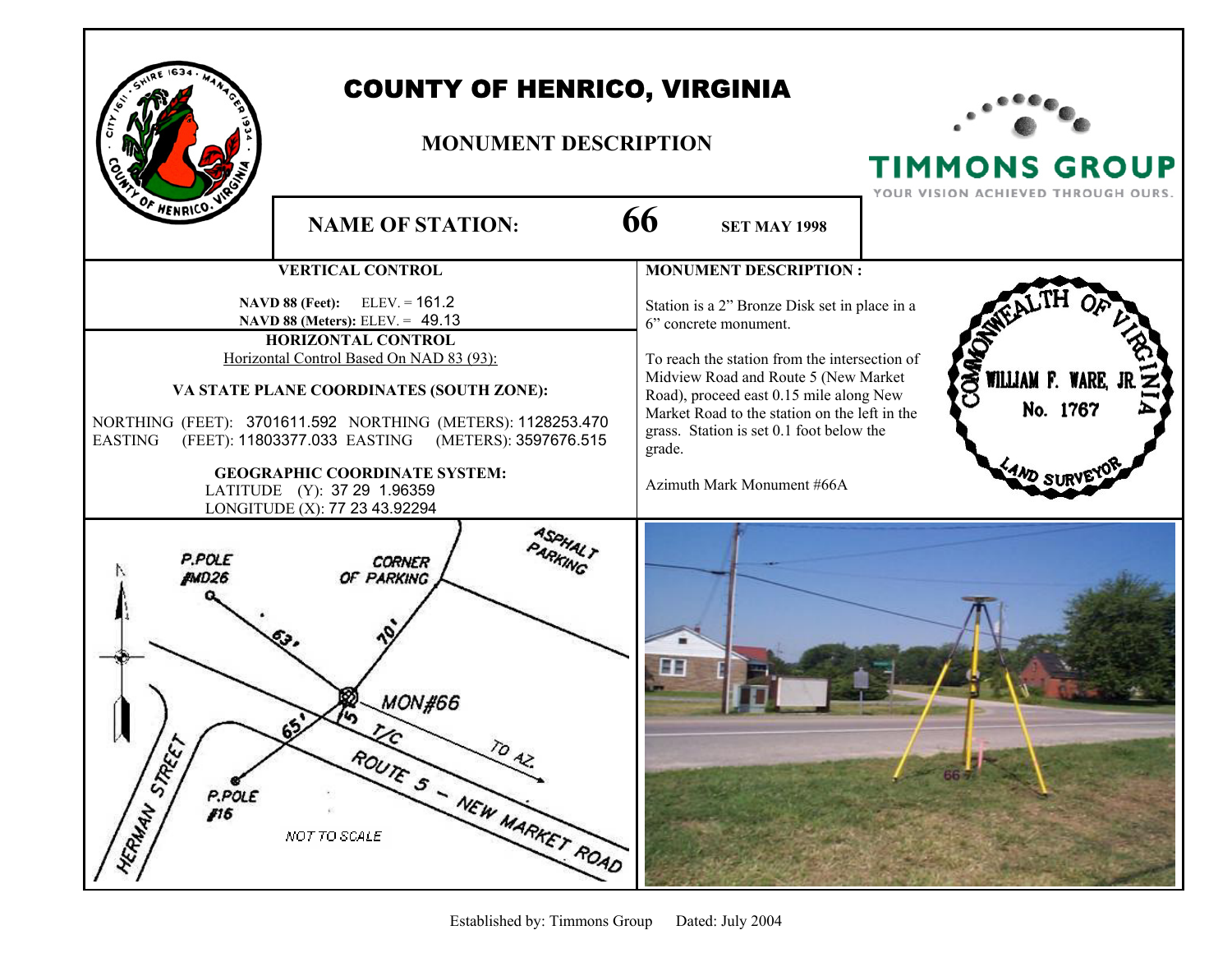# COUNTY OF HENRICO, VIRGINIA

## MONUMENT DESCRIPTION

TIMMONS GROUP
YOUR VISION ACHIEVED THROUGH OURS.

**NAME OF STATION:** **66** **SET MAY 1998**

### VERTICAL CONTROL

**NAVD 88 (Feet):** ELEV. = 161.2
**NAVD 88 (Meters):** ELEV. = 49.13

### HORIZONTAL CONTROL

Horizontal Control Based On NAD 83 (93):

**VA STATE PLANE COORDINATES (SOUTH ZONE):**

NORTHING (FEET): 3701611.592 NORTHING (METERS): 1128253.470
EASTING (FEET): 11803377.033 EASTING (METERS): 3597676.515

**GEOGRAPHIC COORDINATE SYSTEM:**

LATITUDE (Y): 37 29 1.96359
LONGITUDE (X): 77 23 43.92294

### MONUMENT DESCRIPTION :

Station is a 2" Bronze Disk set in place in a 6" concrete monument.

To reach the station from the intersection of Midview Road and Route 5 (New Market Road), proceed east 0.15 mile along New Market Road to the station on the left in the grass. Station is set 0.1 foot below the grade.

Azimuth Mark Monument #66A

COMMONWEALTH OF VIRGINIA
WILLIAM F. WARE, JR.
No. 1767
LAND SURVEYOR

P.POLE #MD26
CORNER OF PARKING
ASPHALT PARKING
63'
70'
MON#66
65'
15
T/C
TO AZ.
HERMAN STREET
ROUTE 5 – NEW MARKET ROAD
P.POLE #16
NOT TO SCALE

Established by: Timmons Group Dated: July 2004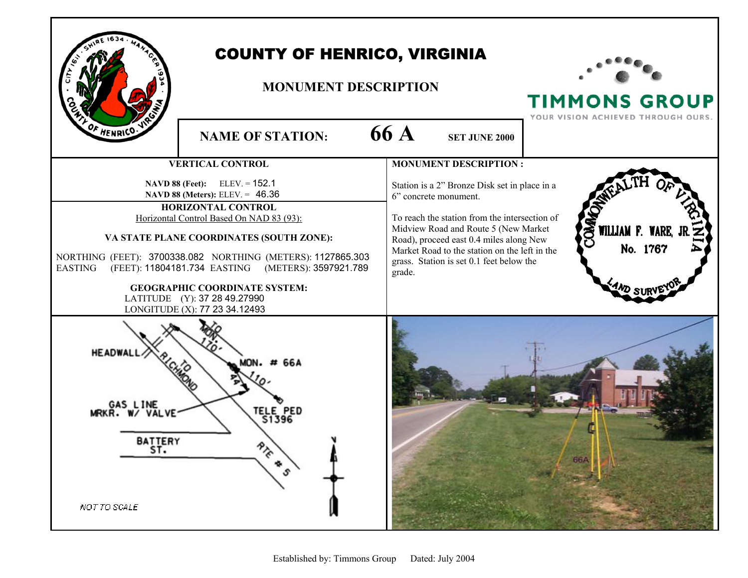# COUNTY OF HENRICO, VIRGINIA

## MONUMENT DESCRIPTION

TIMMONS GROUP
YOUR VISION ACHIEVED THROUGH OURS.

**NAME OF STATION:** **66 A** **SET JUNE 2000**

### VERTICAL CONTROL

**NAVD 88 (Feet):** ELEV. = 152.1
**NAVD 88 (Meters):** ELEV. = 46.36

### HORIZONTAL CONTROL

Horizontal Control Based On NAD 83 (93):

**VA STATE PLANE COORDINATES (SOUTH ZONE):**

NORTHING (FEET): 3700338.082 NORTHING (METERS): 1127865.303
EASTING (FEET): 11804181.734 EASTING (METERS): 3597921.789

**GEOGRAPHIC COORDINATE SYSTEM:**

LATITUDE (Y): 37 28 49.27990
LONGITUDE (X): 77 23 34.12493

### MONUMENT DESCRIPTION :

Station is a 2" Bronze Disk set in place in a 6" concrete monument.

To reach the station from the intersection of Midview Road and Route 5 (New Market Road), proceed east 0.4 miles along New Market Road to the station on the left in the grass. Station is set 0.1 feet below the grade.

COMMONWEALTH OF VIRGINIA
WILLIAM F. WARE, JR.
No. 1767
LAND SURVEYOR

HEADWALL
TO RICHMOND
TO MON. 170'
MON. # 66A
110'
44'
GAS LINE MRKR. W/ VALVE
TELE PED S1396
BATTERY ST.
RTE # 5
N
NOT TO SCALE

66A

Established by: Timmons Group Dated: July 2004